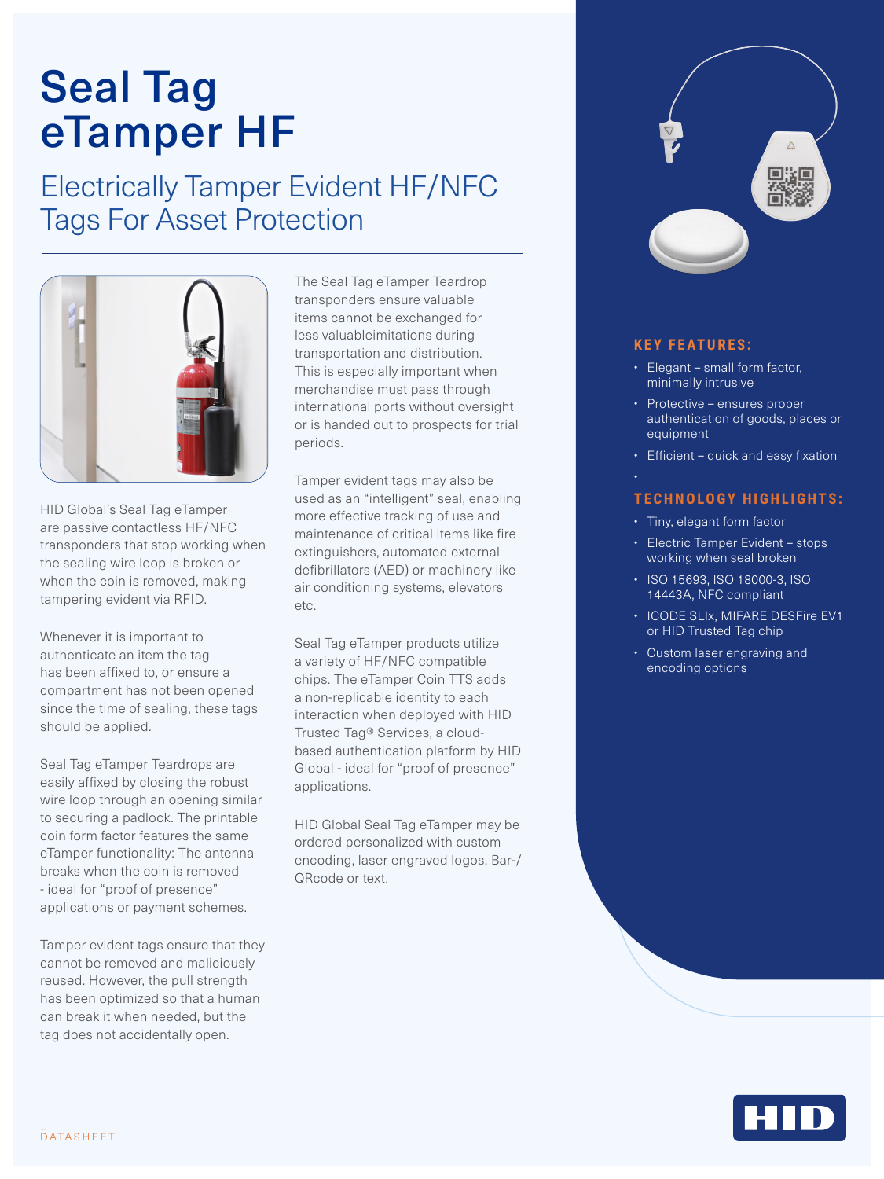# Seal Tag eTamper HF

## Electrically Tamper Evident HF/NFC Tags For Asset Protection

HID Global's Seal Tag eTamper are passive contactless HF/NFC transponders that stop working when the sealing wire loop is broken or when the coin is removed, making tampering evident via RFID.

Whenever it is important to authenticate an item the tag has been affixed to, or ensure a compartment has not been opened since the time of sealing, these tags should be applied.

Seal Tag eTamper Teardrops are easily affixed by closing the robust wire loop through an opening similar to securing a padlock. The printable coin form factor features the same eTamper functionality: The antenna breaks when the coin is removed - ideal for "proof of presence" applications or payment schemes.

Tamper evident tags ensure that they cannot be removed and maliciously reused. However, the pull strength has been optimized so that a human can break it when needed, but the tag does not accidentally open.

The Seal Tag eTamper Teardrop transponders ensure valuable items cannot be exchanged for less valuableimitations during transportation and distribution. This is especially important when merchandise must pass through international ports without oversight or is handed out to prospects for trial periods.

Tamper evident tags may also be used as an "intelligent" seal, enabling more effective tracking of use and maintenance of critical items like fire extinguishers, automated external defibrillators (AED) or machinery like air conditioning systems, elevators etc.

Seal Tag eTamper products utilize a variety of HF/NFC compatible chips. The eTamper Coin TTS adds a non-replicable identity to each interaction when deployed with HID Trusted Tag® Services, a cloud-based authentication platform by HID Global - ideal for "proof of presence" applications.

HID Global Seal Tag eTamper may be ordered personalized with custom encoding, laser engraved logos, Bar-/QRcode or text.

### KEY FEATURES:

- Elegant – small form factor, minimally intrusive
- Protective – ensures proper authentication of goods, places or equipment
- Efficient – quick and easy fixation

### TECHNOLOGY HIGHLIGHTS:

- Tiny, elegant form factor
- Electric Tamper Evident – stops working when seal broken
- ISO 15693, ISO 18000-3, ISO 14443A, NFC compliant
- ICODE SLIx, MIFARE DESFire EV1 or HID Trusted Tag chip
- Custom laser engraving and encoding options

DATASHEET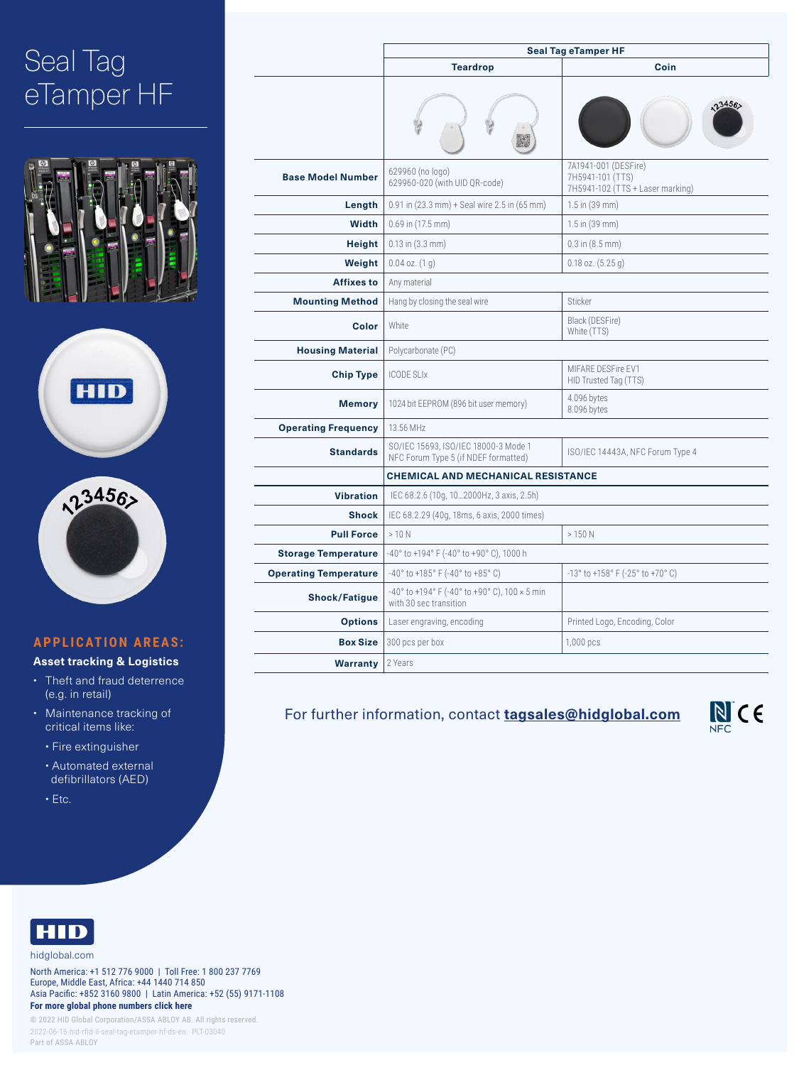# Seal Tag eTamper HF

## APPLICATION AREAS:

**Asset tracking & Logistics**

- Theft and fraud deterrence (e.g. in retail)
- Maintenance tracking of critical items like:
  - Fire extinguisher
  - Automated external defibrillators (AED)
  - Etc.

| | Seal Tag eTamper HF | |
|---|---|---|
| | Teardrop | Coin |
| **Base Model Number** | 629960 (no logo)<br>629960-020 (with UID QR-code) | 7A1941-001 (DESFire)<br>7H5941-101 (TTS)<br>7H5941-102 (TTS + Laser marking) |
| **Length** | 0.91 in (23.3 mm) + Seal wire 2.5 in (65 mm) | 1.5 in (39 mm) |
| **Width** | 0.69 in (17.5 mm) | 1.5 in (39 mm) |
| **Height** | 0.13 in (3.3 mm) | 0.3 in (8.5 mm) |
| **Weight** | 0.04 oz. (1 g) | 0.18 oz. (5.25 g) |
| **Affixes to** | Any material | |
| **Mounting Method** | Hang by closing the seal wire | Sticker |
| **Color** | White | Black (DESFire)<br>White (TTS) |
| **Housing Material** | Polycarbonate (PC) | |
| **Chip Type** | ICODE SLIx | MIFARE DESFire EV1<br>HID Trusted Tag (TTS) |
| **Memory** | 1024 bit EEPROM (896 bit user memory) | 4.096 bytes<br>8.096 bytes |
| **Operating Frequency** | 13.56 MHz | |
| **Standards** | SO/IEC 15693, ISO/IEC 18000-3 Mode 1<br>NFC Forum Type 5 (if NDEF formatted) | ISO/IEC 14443A, NFC Forum Type 4 |
| | **CHEMICAL AND MECHANICAL RESISTANCE** | |
| **Vibration** | IEC 68.2.6 (10g, 10...2000Hz, 3 axis, 2.5h) | |
| **Shock** | IEC 68.2.29 (40g, 18ms, 6 axis, 2000 times) | |
| **Pull Force** | > 10 N | > 150 N |
| **Storage Temperature** | -40° to +194° F (-40° to +90° C), 1000 h | |
| **Operating Temperature** | -40° to +185° F (-40° to +85° C) | -13° to +158° F (-25° to +70° C) |
| **Shock/Fatigue** | -40° to +194° F (-40° to +90° C), 100 × 5 min with 30 sec transition | |
| **Options** | Laser engraving, encoding | Printed Logo, Encoding, Color |
| **Box Size** | 300 pcs per box | 1,000 pcs |
| **Warranty** | 2 Years | |

For further information, contact **tagsales@hidglobal.com**

hidglobal.com

North America: +1 512 776 9000 | Toll Free: 1 800 237 7769
Europe, Middle East, Africa: +44 1440 714 850
Asia Pacific: +852 3160 9800 | Latin America: +52 (55) 9171-1108
**For more global phone numbers click here**

© 2022 HID Global Corporation/ASSA ABLOY AB. All rights reserved.
2022-06-16-hid-rfid-il-seal-tag-etamper-hf-ds-en PLT-03040
Part of ASSA ABLOY